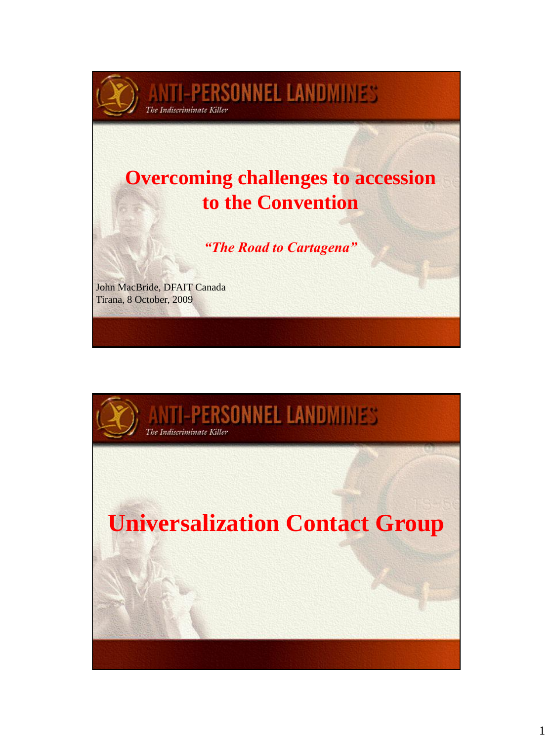ANTI-PERSONNEL LANDMINES

*The Indiscriminate Killer*

# Overcoming challenges to accession to the Convention

***"The Road to Cartagena"***

John MacBride, DFAIT Canada
Tirana, 8 October, 2009

---

ANTI-PERSONNEL LANDMINES

*The Indiscriminate Killer*

# Universalization Contact Group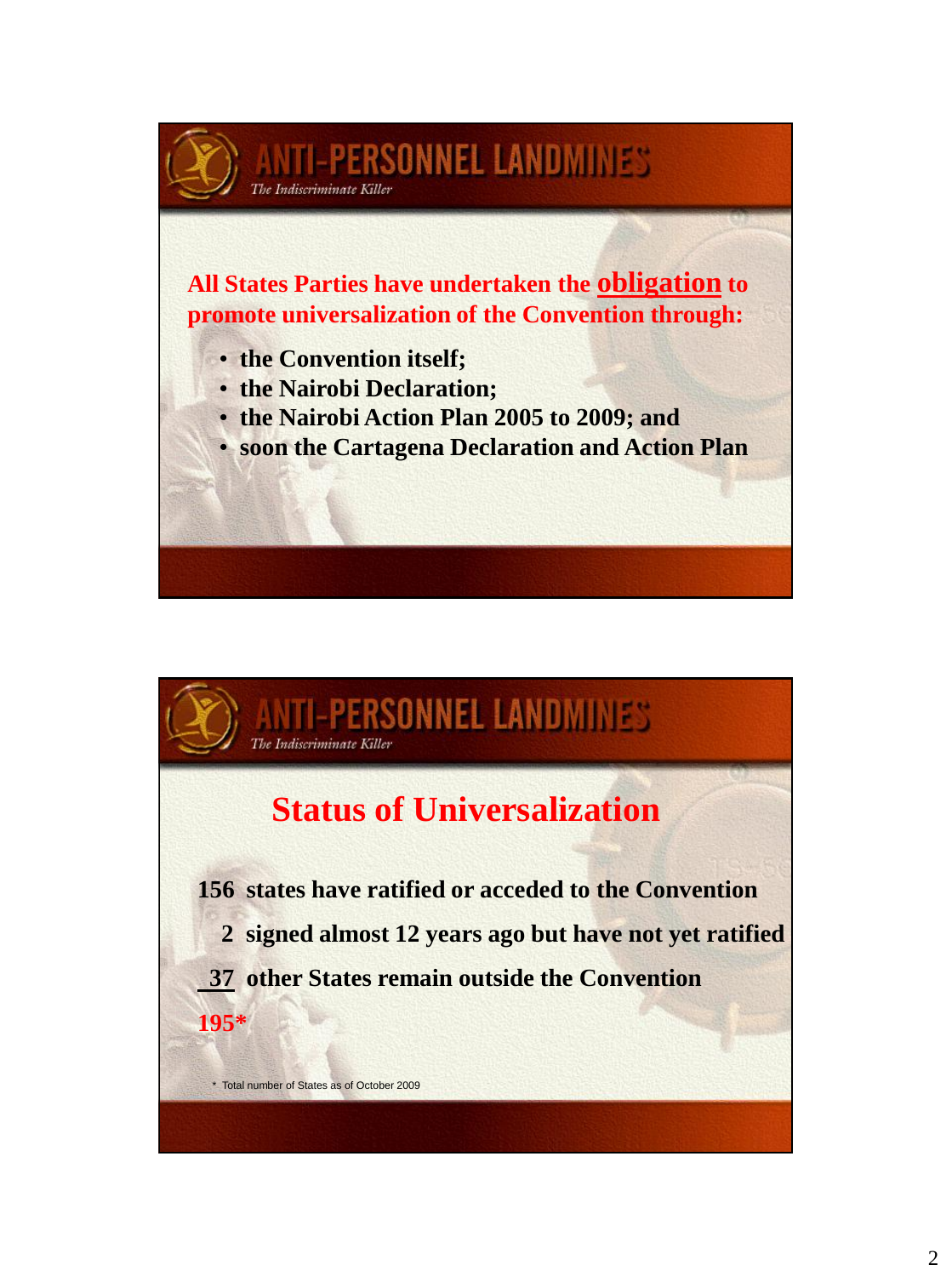## ANTI-PERSONNEL LANDMINES

*The Indiscriminate Killer*

**All States Parties have undertaken the obligation to promote universalization of the Convention through:**

- **the Convention itself;**
- **the Nairobi Declaration;**
- **the Nairobi Action Plan 2005 to 2009; and**
- **soon the Cartagena Declaration and Action Plan**

## ANTI-PERSONNEL LANDMINES

*The Indiscriminate Killer*

# Status of Universalization

**156 states have ratified or acceded to the Convention**

**2 signed almost 12 years ago but have not yet ratified**

**37 other States remain outside the Convention**

**195***

\* Total number of States as of October 2009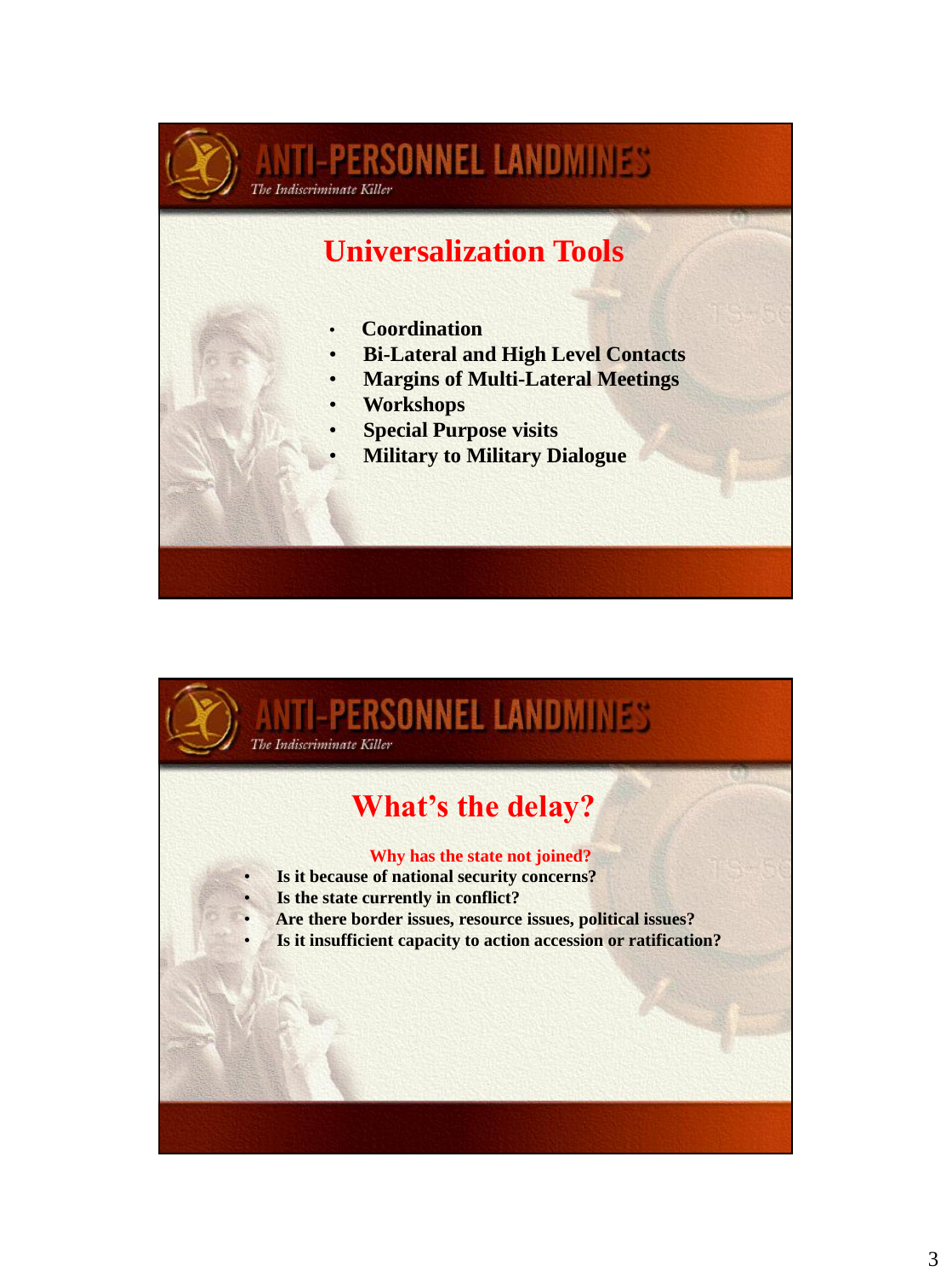## Universalization Tools

- Coordination
- Bi-Lateral and High Level Contacts
- Margins of Multi-Lateral Meetings
- Workshops
- Special Purpose visits
- Military to Military Dialogue

## What's the delay?

**Why has the state not joined?**

- Is it because of national security concerns?
- Is the state currently in conflict?
- Are there border issues, resource issues, political issues?
- Is it insufficient capacity to action accession or ratification?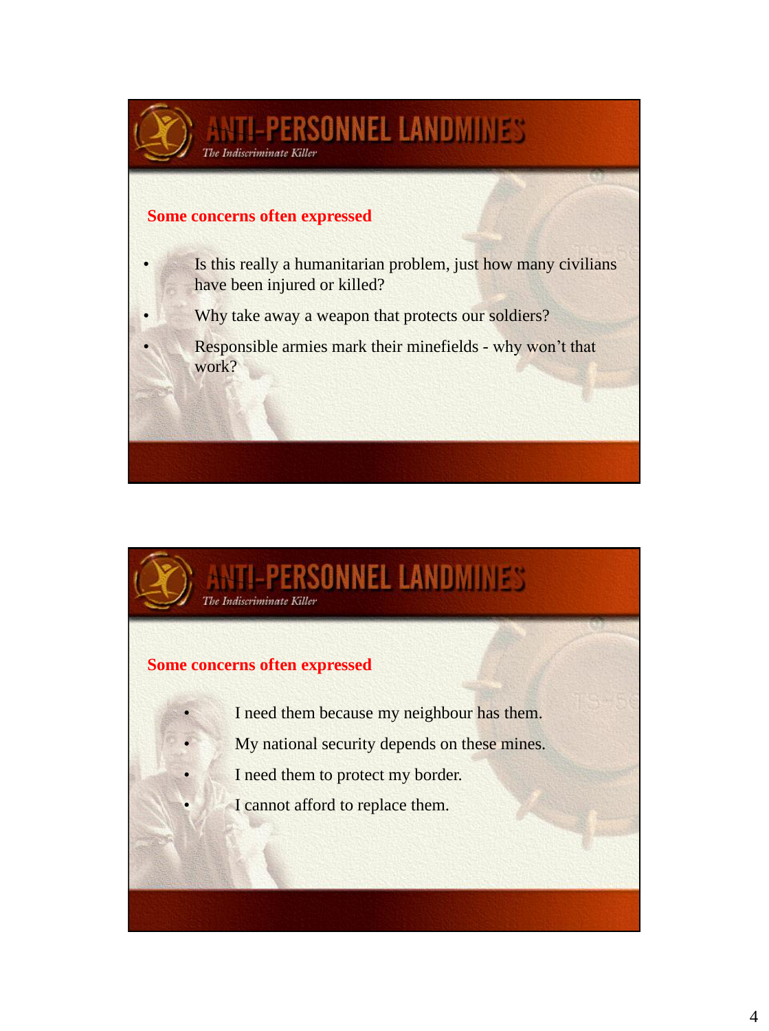# ANTI-PERSONNEL LANDMINES

*The Indiscriminate Killer*

**Some concerns often expressed**

- Is this really a humanitarian problem, just how many civilians have been injured or killed?
- Why take away a weapon that protects our soldiers?
- Responsible armies mark their minefields - why won't that work?

# ANTI-PERSONNEL LANDMINES

*The Indiscriminate Killer*

**Some concerns often expressed**

- I need them because my neighbour has them.
- My national security depends on these mines.
- I need them to protect my border.
- I cannot afford to replace them.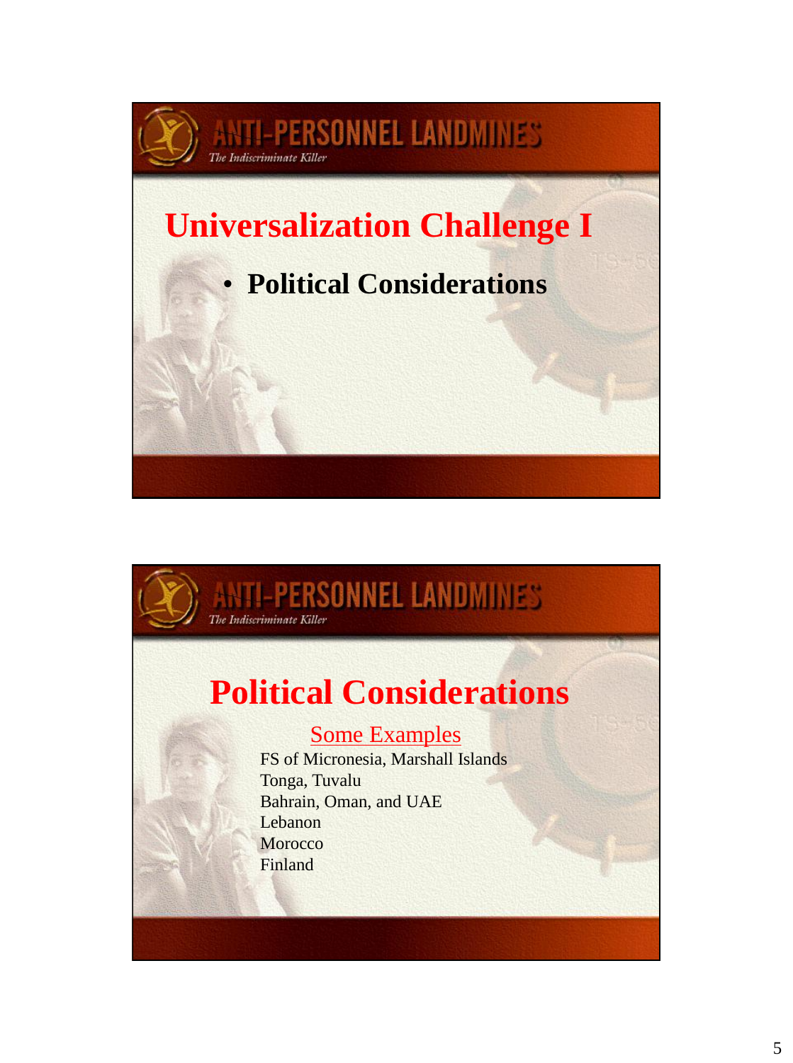ANTI-PERSONNEL LANDMINES
*The Indiscriminate Killer*

## Universalization Challenge I

- **Political Considerations**

ANTI-PERSONNEL LANDMINES
*The Indiscriminate Killer*

## Political Considerations

Some Examples

FS of Micronesia, Marshall Islands
Tonga, Tuvalu
Bahrain, Oman, and UAE
Lebanon
Morocco
Finland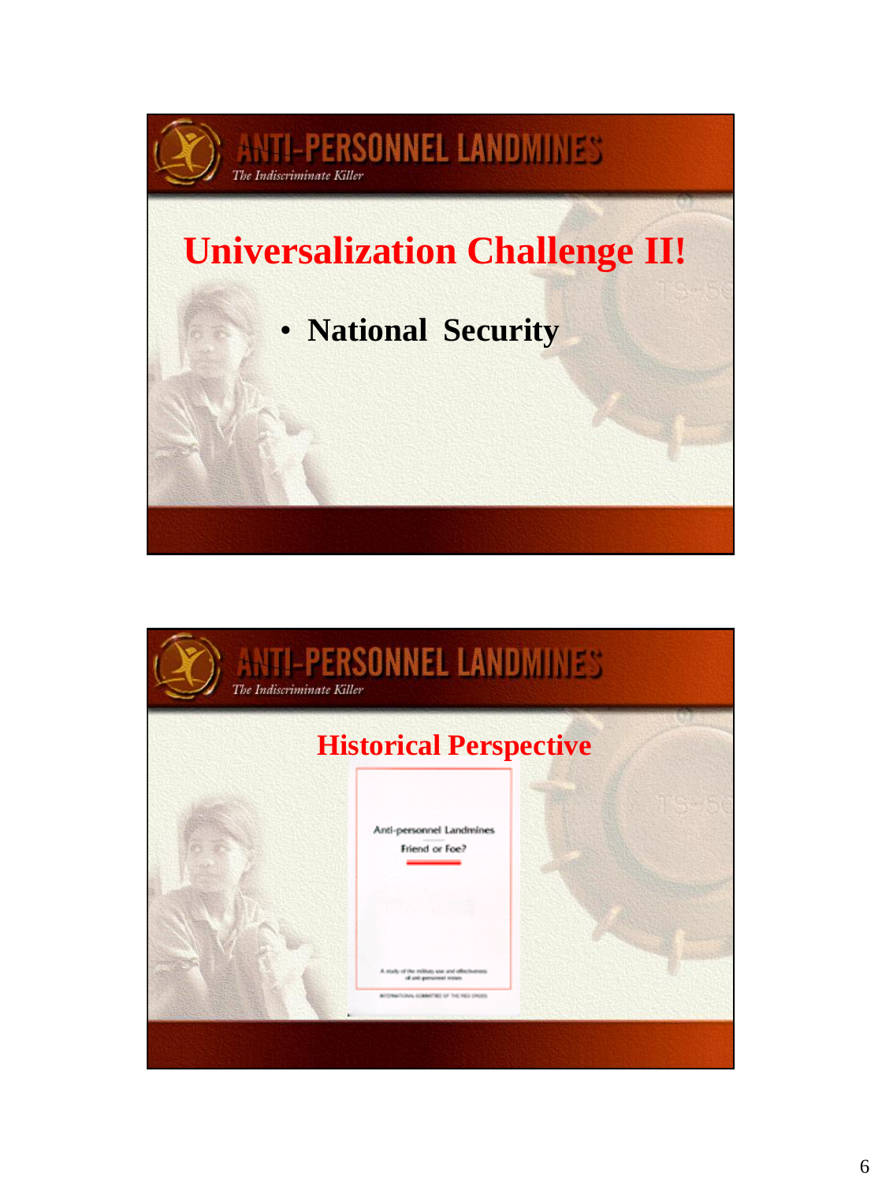ANTI-PERSONNEL LANDMINES

*The Indiscriminate Killer*

## Universalization Challenge II!

- **National Security**

ANTI-PERSONNEL LANDMINES

*The Indiscriminate Killer*

## Historical Perspective

Anti-personnel Landmines

Friend or Foe?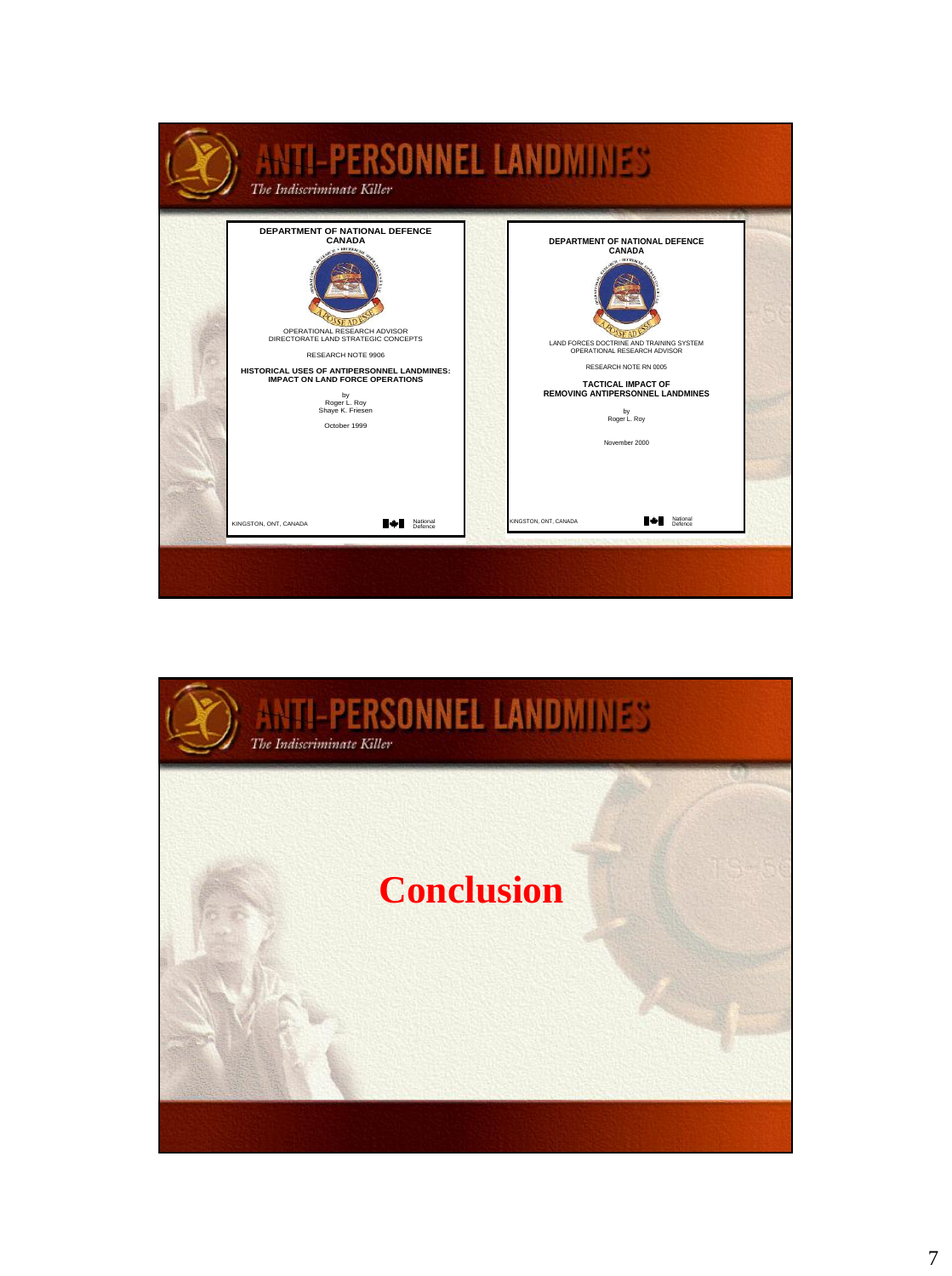# ANTI-PERSONNEL LANDMINES

*The Indiscriminate Killer*

**DEPARTMENT OF NATIONAL DEFENCE CANADA**

OPERATIONAL RESEARCH ADVISOR
DIRECTORATE LAND STRATEGIC CONCEPTS

RESEARCH NOTE 9906

**HISTORICAL USES OF ANTIPERSONNEL LANDMINES: IMPACT ON LAND FORCE OPERATIONS**

by
Roger L. Roy
Shaye K. Friesen

October 1999

KINGSTON, ONT, CANADA

National Defence

**DEPARTMENT OF NATIONAL DEFENCE CANADA**

LAND FORCES DOCTRINE AND TRAINING SYSTEM
OPERATIONAL RESEARCH ADVISOR

RESEARCH NOTE RN 0005

**TACTICAL IMPACT OF REMOVING ANTIPERSONNEL LANDMINES**

by
Roger L. Roy

November 2000

KINGSTON, ONT, CANADA

National Defence

# ANTI-PERSONNEL LANDMINES

*The Indiscriminate Killer*

## Conclusion